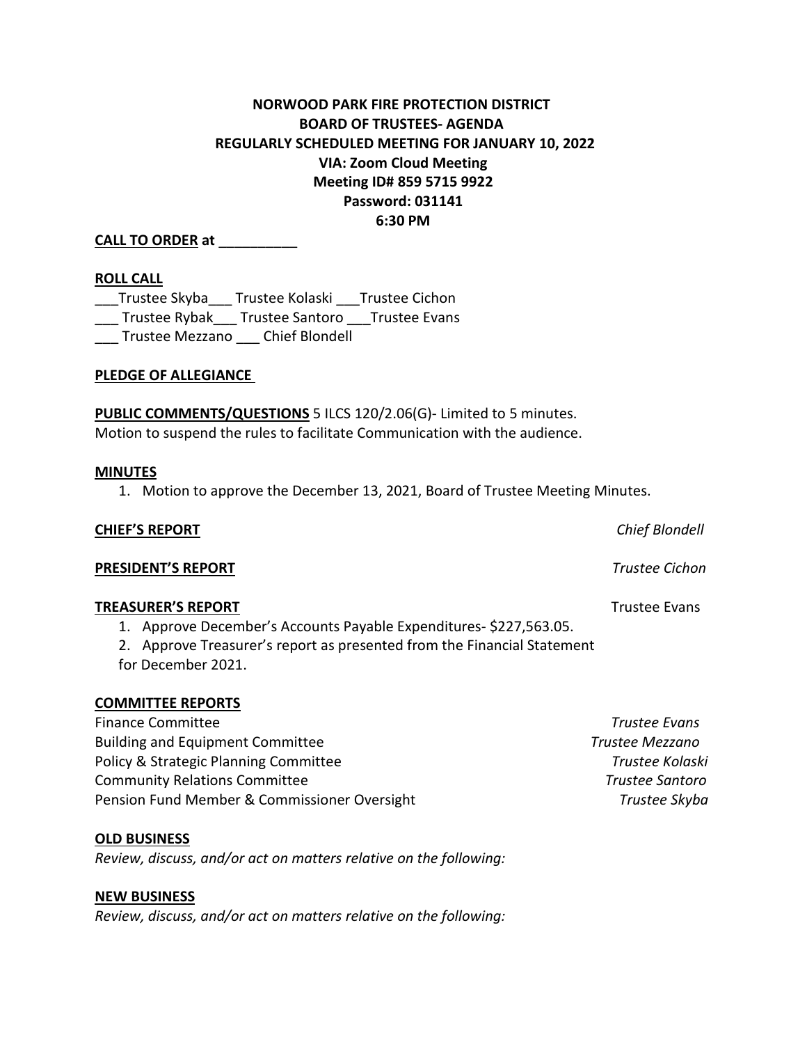**NORWOOD PARK FIRE PROTECTION DISTRICT**
**BOARD OF TRUSTEES- AGENDA**
**REGULARLY SCHEDULED MEETING FOR JANUARY 10, 2022**
**VIA: Zoom Cloud Meeting**
**Meeting ID# 859 5715 9922**
**Password: 031141**
**6:30 PM**

**CALL TO ORDER at** __________

**ROLL CALL**

___Trustee Skyba___ Trustee Kolaski ___Trustee Cichon
___ Trustee Rybak___ Trustee Santoro ___Trustee Evans
___ Trustee Mezzano ___ Chief Blondell

**PLEDGE OF ALLEGIANCE**

**PUBLIC COMMENTS/QUESTIONS** 5 ILCS 120/2.06(G)- Limited to 5 minutes.
Motion to suspend the rules to facilitate Communication with the audience.

**MINUTES**

1. Motion to approve the December 13, 2021, Board of Trustee Meeting Minutes.

**CHIEF'S REPORT** *Chief Blondell*

**PRESIDENT'S REPORT** *Trustee Cichon*

**TREASURER'S REPORT** Trustee Evans

1. Approve December's Accounts Payable Expenditures- $227,563.05.
2. Approve Treasurer's report as presented from the Financial Statement for December 2021.

**COMMITTEE REPORTS**

Finance Committee *Trustee Evans*
Building and Equipment Committee *Trustee Mezzano*
Policy & Strategic Planning Committee *Trustee Kolaski*
Community Relations Committee *Trustee Santoro*
Pension Fund Member & Commissioner Oversight *Trustee Skyba*

**OLD BUSINESS**

*Review, discuss, and/or act on matters relative on the following:*

**NEW BUSINESS**

*Review, discuss, and/or act on matters relative on the following:*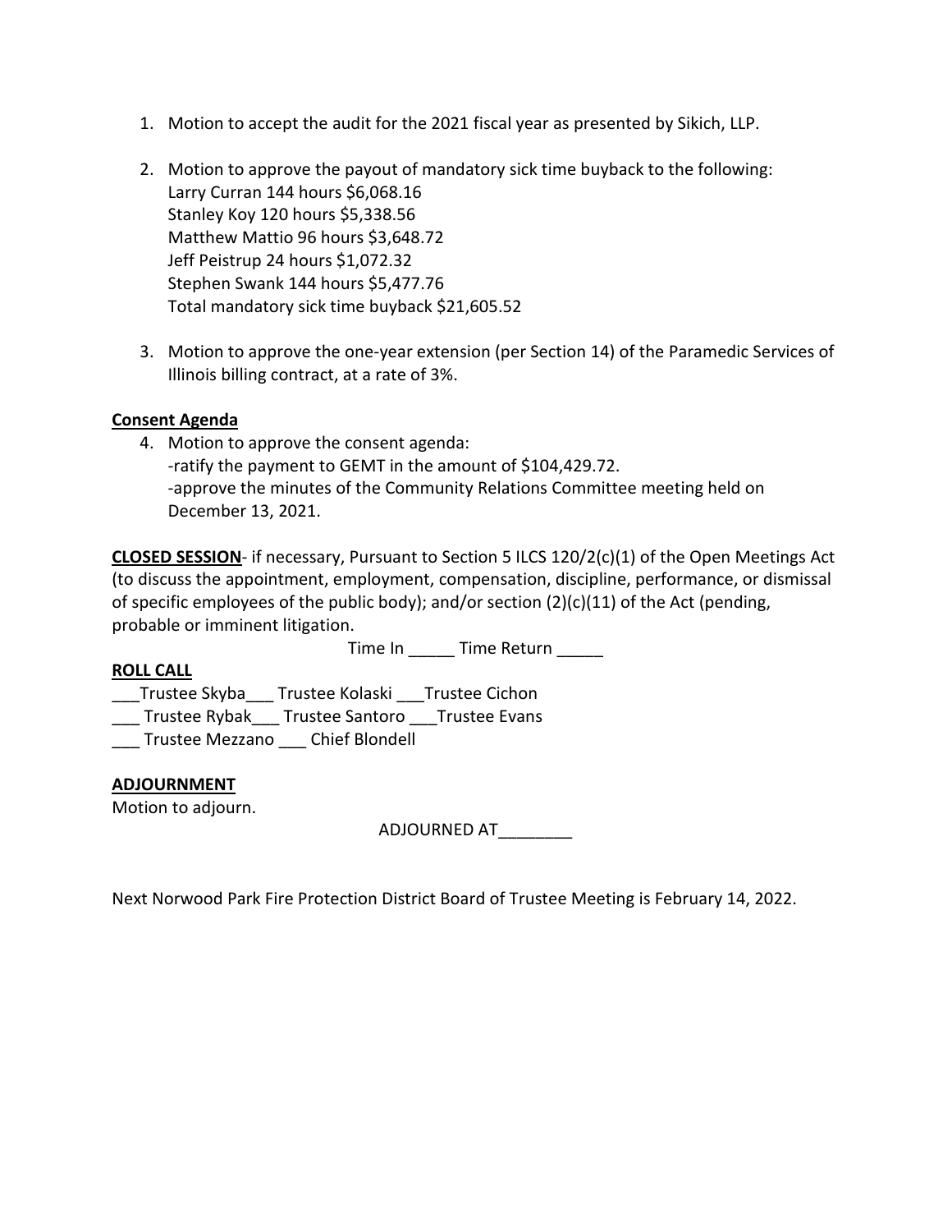1. Motion to accept the audit for the 2021 fiscal year as presented by Sikich, LLP.

2. Motion to approve the payout of mandatory sick time buyback to the following:
   Larry Curran 144 hours $6,068.16
   Stanley Koy 120 hours $5,338.56
   Matthew Mattio 96 hours $3,648.72
   Jeff Peistrup 24 hours $1,072.32
   Stephen Swank 144 hours $5,477.76
   Total mandatory sick time buyback $21,605.52

3. Motion to approve the one-year extension (per Section 14) of the Paramedic Services of Illinois billing contract, at a rate of 3%.

**Consent Agenda**

4. Motion to approve the consent agenda:
   -ratify the payment to GEMT in the amount of $104,429.72.
   -approve the minutes of the Community Relations Committee meeting held on December 13, 2021.

**CLOSED SESSION**- if necessary, Pursuant to Section 5 ILCS 120/2(c)(1) of the Open Meetings Act (to discuss the appointment, employment, compensation, discipline, performance, or dismissal of specific employees of the public body); and/or section (2)(c)(11) of the Act (pending, probable or imminent litigation.

Time In _____ Time Return _____

**ROLL CALL**

___Trustee Skyba___ Trustee Kolaski ___Trustee Cichon
___ Trustee Rybak___ Trustee Santoro ___Trustee Evans
___ Trustee Mezzano ___ Chief Blondell

**ADJOURNMENT**

Motion to adjourn.

ADJOURNED AT________

Next Norwood Park Fire Protection District Board of Trustee Meeting is February 14, 2022.